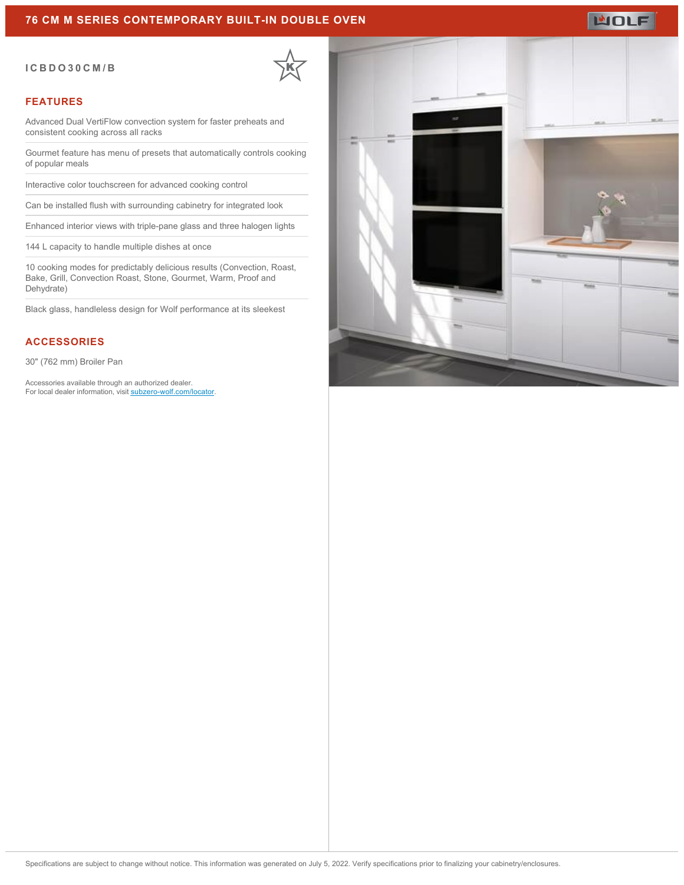# 76 CM M SERIES CONTEMPORARY BUILT-IN DOUBLE OVEN

**ICBDO30CM/B**

## FEATURES

- Advanced Dual VertiFlow convection system for faster preheats and consistent cooking across all racks
- Gourmet feature has menu of presets that automatically controls cooking of popular meals
- Interactive color touchscreen for advanced cooking control
- Can be installed flush with surrounding cabinetry for integrated look
- Enhanced interior views with triple-pane glass and three halogen lights
- 144 L capacity to handle multiple dishes at once
- 10 cooking modes for predictably delicious results (Convection, Roast, Bake, Grill, Convection Roast, Stone, Gourmet, Warm, Proof and Dehydrate)
- Black glass, handleless design for Wolf performance at its sleekest

## ACCESSORIES

30" (762 mm) Broiler Pan

Accessories available through an authorized dealer.
For local dealer information, visit [subzero-wolf.com/locator](subzero-wolf.com/locator).

Specifications are subject to change without notice. This information was generated on July 5, 2022. Verify specifications prior to finalizing your cabinetry/enclosures.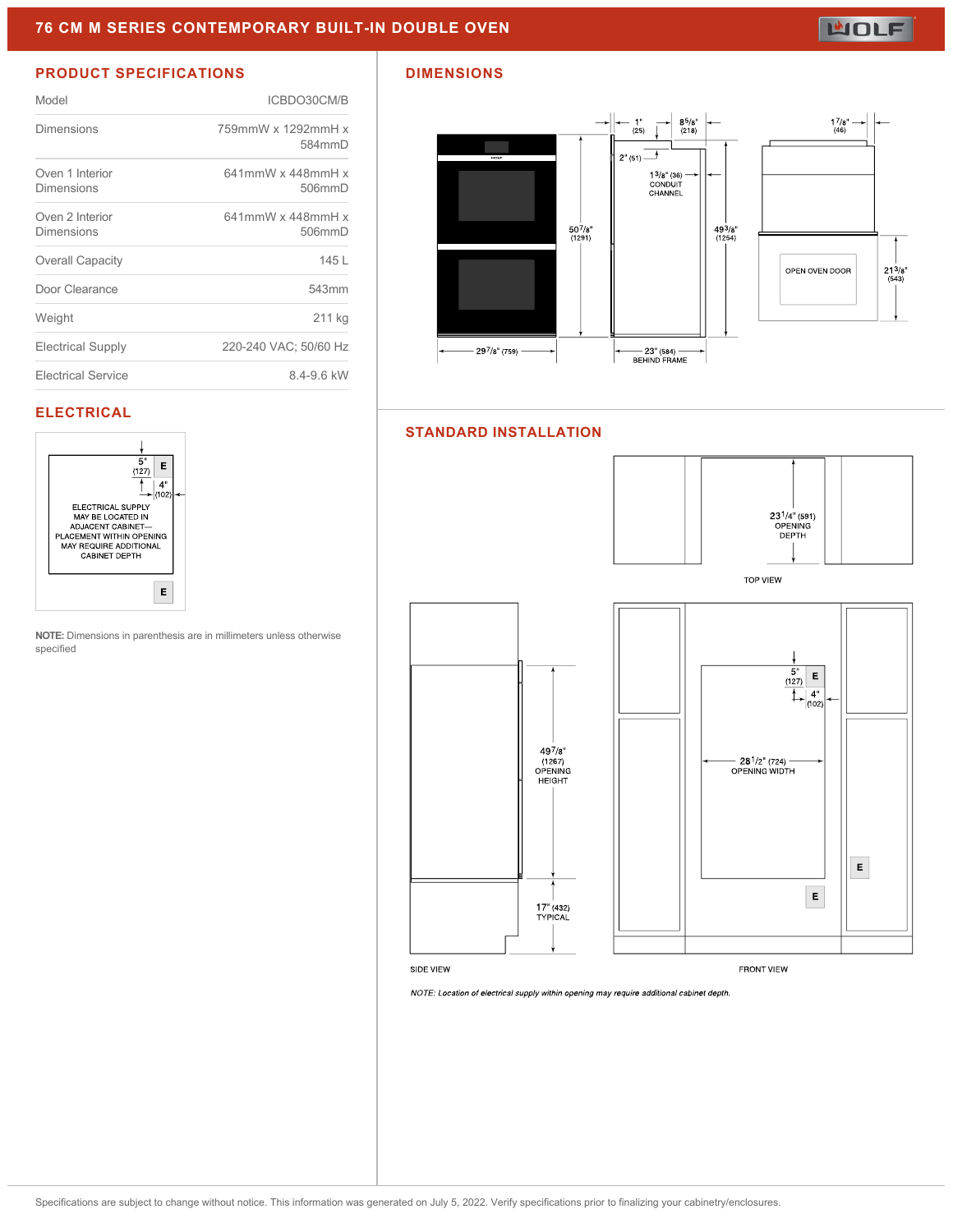# 76 CM M SERIES CONTEMPORARY BUILT-IN DOUBLE OVEN

## PRODUCT SPECIFICATIONS

| | |
|---|---|
| Model | ICBDO30CM/B |
| Dimensions | 759mmW x 1292mmH x 584mmD |
| Oven 1 Interior Dimensions | 641mmW x 448mmH x 506mmD |
| Oven 2 Interior Dimensions | 641mmW x 448mmH x 506mmD |
| Overall Capacity | 145 L |
| Door Clearance | 543mm |
| Weight | 211 kg |
| Electrical Supply | 220-240 VAC; 50/60 Hz |
| Electrical Service | 8.4-9.6 kW |

## ELECTRICAL

5" (127)

E

4" (102)

ELECTRICAL SUPPLY MAY BE LOCATED IN ADJACENT CABINET— PLACEMENT WITHIN OPENING MAY REQUIRE ADDITIONAL CABINET DEPTH

E

**NOTE:** Dimensions in parenthesis are in millimeters unless otherwise specified

## DIMENSIONS

1" (25)

8 5/8" (218)

2" (51)

1 3/8" (36) CONDUIT CHANNEL

50 7/8" (1291)

49 3/8" (1254)

29 7/8" (759)

23" (584) BEHIND FRAME

1 7/8" (46)

OPEN OVEN DOOR

21 3/8" (543)

## STANDARD INSTALLATION

23 1/4" (591) OPENING DEPTH

TOP VIEW

49 7/8" (1267) OPENING HEIGHT

17" (432) TYPICAL

SIDE VIEW

5" (127)

E

4" (102)

28 1/2" (724) OPENING WIDTH

E

E

FRONT VIEW

*NOTE: Location of electrical supply within opening may require additional cabinet depth.*

Specifications are subject to change without notice. This information was generated on July 5, 2022. Verify specifications prior to finalizing your cabinetry/enclosures.